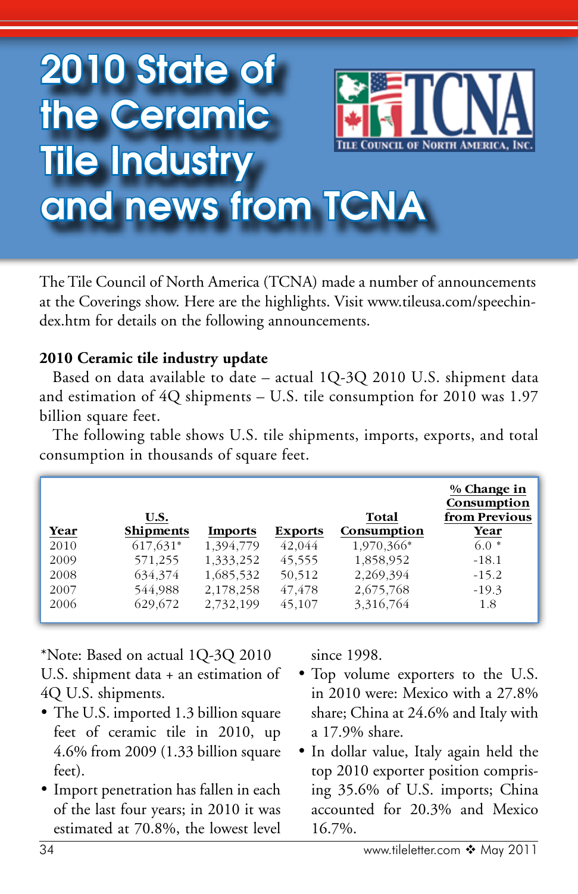# 2010 State of the Ceramic Tile Industry and news from TCNA

The Tile Council of North America (TCNA) made a number of announcements at the Coverings show. Here are the highlights. Visit www.tileusa.com/speechindex.htm for details on the following announcements.

### 2010 Ceramic tile industry update

Based on data available to date – actual 1Q-3Q 2010 U.S. shipment data and estimation of 4Q shipments – U.S. tile consumption for 2010 was 1.97 billion square feet.

The following table shows U.S. tile shipments, imports, exports, and total consumption in thousands of square feet.

| Year | U.S. Shipments | Imports | Exports | Total Consumption | % Change in Consumption from Previous Year |
|---|---|---|---|---|---|
| 2010 | 617,631* | 1,394,779 | 42,044 | 1,970,366* | 6.0 * |
| 2009 | 571,255 | 1,333,252 | 45,555 | 1,858,952 | -18.1 |
| 2008 | 634,374 | 1,685,532 | 50,512 | 2,269,394 | -15.2 |
| 2007 | 544,988 | 2,178,258 | 47,478 | 2,675,768 | -19.3 |
| 2006 | 629,672 | 2,732,199 | 45,107 | 3,316,764 | 1.8 |

*Note: Based on actual 1Q-3Q 2010 U.S. shipment data + an estimation of 4Q U.S. shipments.

- The U.S. imported 1.3 billion square feet of ceramic tile in 2010, up 4.6% from 2009 (1.33 billion square feet).
- Import penetration has fallen in each of the last four years; in 2010 it was estimated at 70.8%, the lowest level since 1998.
- Top volume exporters to the U.S. in 2010 were: Mexico with a 27.8% share; China at 24.6% and Italy with a 17.9% share.
- In dollar value, Italy again held the top 2010 exporter position comprising 35.6% of U.S. imports; China accounted for 20.3% and Mexico 16.7%.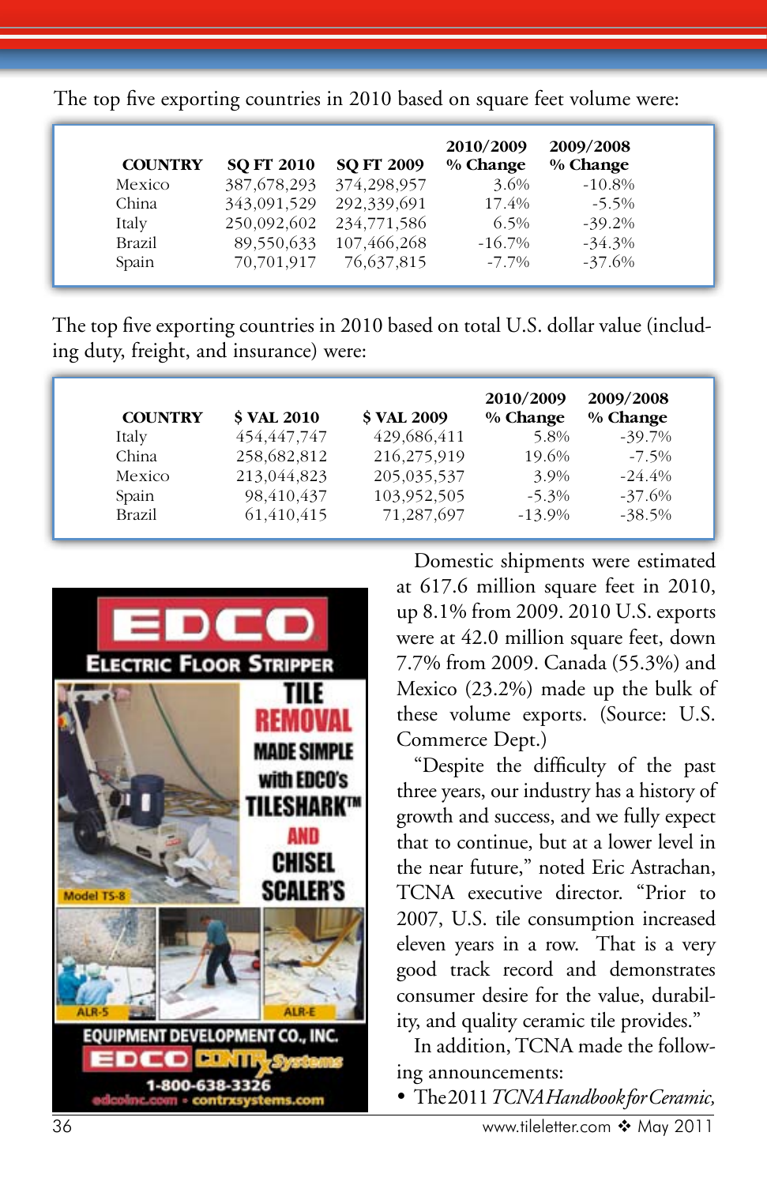The top five exporting countries in 2010 based on square feet volume were:

| COUNTRY | SQ FT 2010 | SQ FT 2009 | 2010/2009 % Change | 2009/2008 % Change |
|---|---|---|---|---|
| Mexico | 387,678,293 | 374,298,957 | 3.6% | -10.8% |
| China | 343,091,529 | 292,339,691 | 17.4% | -5.5% |
| Italy | 250,092,602 | 234,771,586 | 6.5% | -39.2% |
| Brazil | 89,550,633 | 107,466,268 | -16.7% | -34.3% |
| Spain | 70,701,917 | 76,637,815 | -7.7% | -37.6% |

The top five exporting countries in 2010 based on total U.S. dollar value (including duty, freight, and insurance) were:

| COUNTRY | $ VAL 2010 | $ VAL 2009 | 2010/2009 % Change | 2009/2008 % Change |
|---|---|---|---|---|
| Italy | 454,447,747 | 429,686,411 | 5.8% | -39.7% |
| China | 258,682,812 | 216,275,919 | 19.6% | -7.5% |
| Mexico | 213,044,823 | 205,035,537 | 3.9% | -24.4% |
| Spain | 98,410,437 | 103,952,505 | -5.3% | -37.6% |
| Brazil | 61,410,415 | 71,287,697 | -13.9% | -38.5% |

EDCO Electric Floor Stripper

TILE REMOVAL MADE SIMPLE with EDCO's TILESHARK™ AND CHISEL SCALER'S

Model TS-8 ALR-5 ALR-E

EQUIPMENT DEVELOPMENT CO., INC.

EDCO CONTRX Systems

1-800-638-3326

edcoinc.com • contrxsystems.com

Domestic shipments were estimated at 617.6 million square feet in 2010, up 8.1% from 2009. 2010 U.S. exports were at 42.0 million square feet, down 7.7% from 2009. Canada (55.3%) and Mexico (23.2%) made up the bulk of these volume exports. (Source: U.S. Commerce Dept.)

"Despite the difficulty of the past three years, our industry has a history of growth and success, and we fully expect that to continue, but at a lower level in the near future," noted Eric Astrachan, TCNA executive director. "Prior to 2007, U.S. tile consumption increased eleven years in a row. That is a very good track record and demonstrates consumer desire for the value, durability, and quality ceramic tile provides."

In addition, TCNA made the following announcements:

- The 2011 *TCNA Handbook for Ceramic,*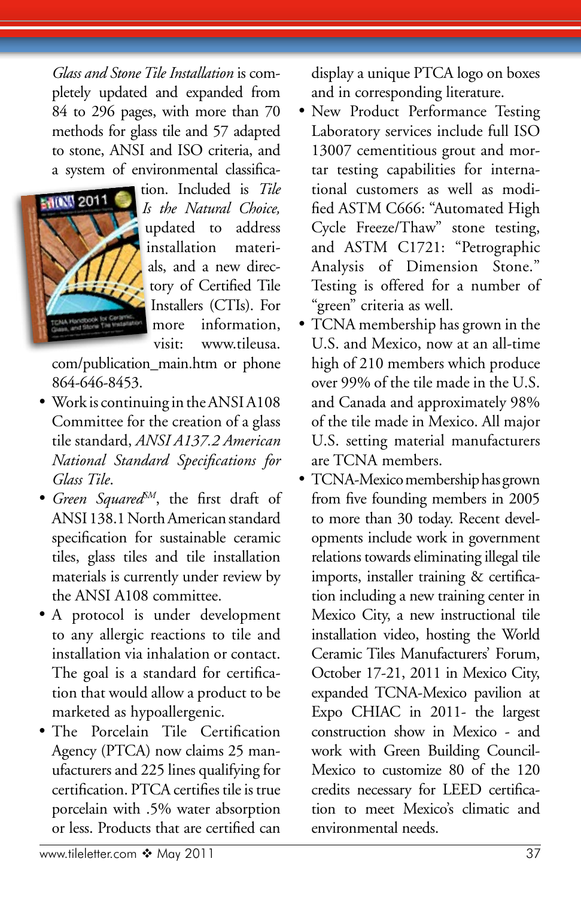*Glass and Stone Tile Installation* is completely updated and expanded from 84 to 296 pages, with more than 70 methods for glass tile and 57 adapted to stone, ANSI and ISO criteria, and a system of environmental classification. Included is *Tile Is the Natural Choice,* updated to address installation materials, and a new directory of Certified Tile Installers (CTIs). For more information, visit: www.tileusa.com/publication_main.htm or phone 864-646-8453.

- Work is continuing in the ANSI A108 Committee for the creation of a glass tile standard, *ANSI A137.2 American National Standard Specifications for Glass Tile*.
- *Green Squared*SM, the first draft of ANSI 138.1 North American standard specification for sustainable ceramic tiles, glass tiles and tile installation materials is currently under review by the ANSI A108 committee.
- A protocol is under development to any allergic reactions to tile and installation via inhalation or contact. The goal is a standard for certification that would allow a product to be marketed as hypoallergenic.
- The Porcelain Tile Certification Agency (PTCA) now claims 25 manufacturers and 225 lines qualifying for certification. PTCA certifies tile is true porcelain with .5% water absorption or less. Products that are certified can display a unique PTCA logo on boxes and in corresponding literature.
- New Product Performance Testing Laboratory services include full ISO 13007 cementitious grout and mortar testing capabilities for international customers as well as modified ASTM C666: "Automated High Cycle Freeze/Thaw" stone testing, and ASTM C1721: "Petrographic Analysis of Dimension Stone." Testing is offered for a number of "green" criteria as well.
- TCNA membership has grown in the U.S. and Mexico, now at an all-time high of 210 members which produce over 99% of the tile made in the U.S. and Canada and approximately 98% of the tile made in Mexico. All major U.S. setting material manufacturers are TCNA members.
- TCNA-Mexico membership has grown from five founding members in 2005 to more than 30 today. Recent developments include work in government relations towards eliminating illegal tile imports, installer training & certification including a new training center in Mexico City, a new instructional tile installation video, hosting the World Ceramic Tiles Manufacturers' Forum, October 17-21, 2011 in Mexico City, expanded TCNA-Mexico pavilion at Expo CHIAC in 2011- the largest construction show in Mexico - and work with Green Building Council-Mexico to customize 80 of the 120 credits necessary for LEED certification to meet Mexico's climatic and environmental needs.